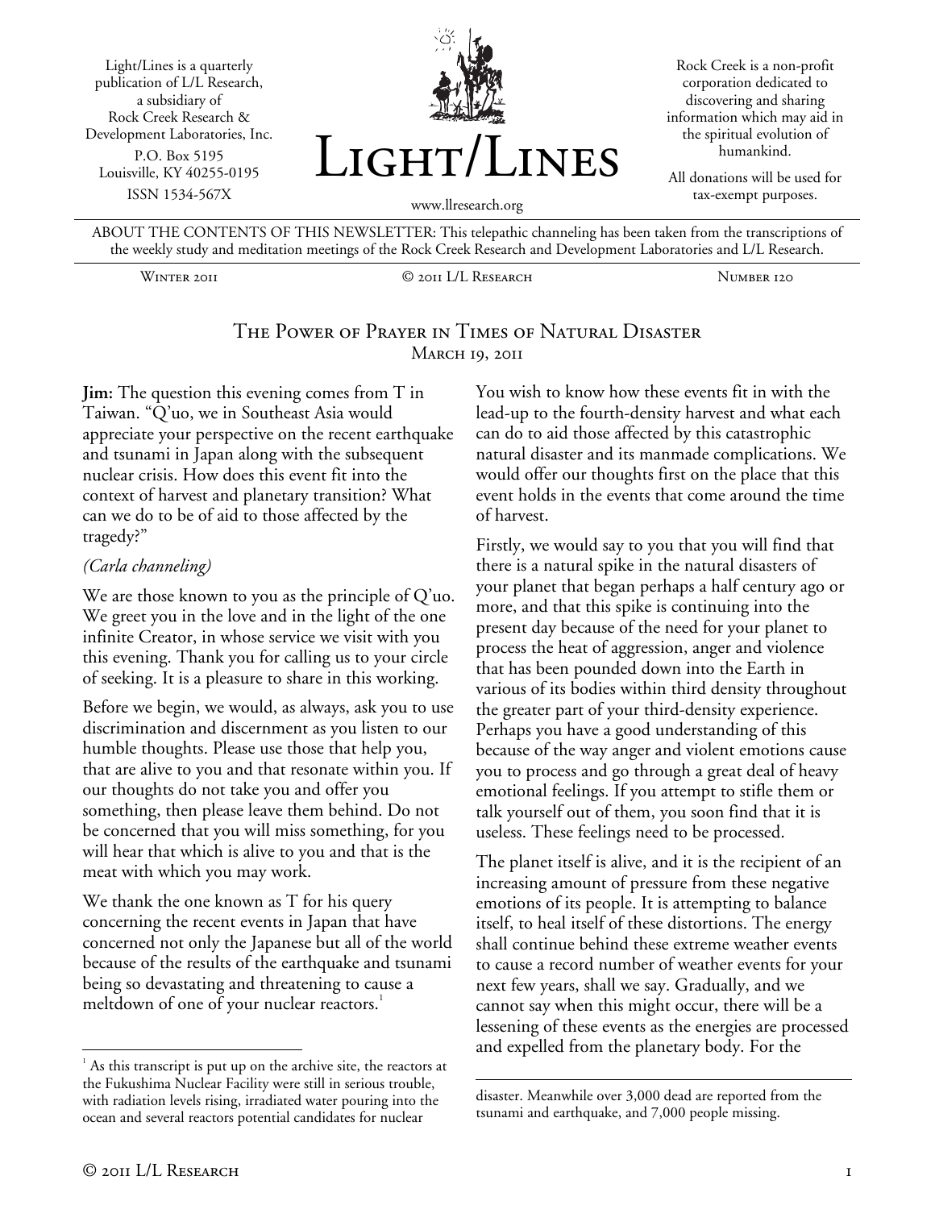Light/Lines is a quarterly publication of L/L Research, a subsidiary of Rock Creek Research & Development Laboratories, Inc.
P.O. Box 5195
Louisville, KY 40255-0195
ISSN 1534-567X

# Light/Lines

www.llresearch.org

Rock Creek is a non-profit corporation dedicated to discovering and sharing information which may aid in the spiritual evolution of humankind.

All donations will be used for tax-exempt purposes.

ABOUT THE CONTENTS OF THIS NEWSLETTER: This telepathic channeling has been taken from the transcriptions of the weekly study and meditation meetings of the Rock Creek Research and Development Laboratories and L/L Research.

Winter 2011 | © 2011 L/L Research | Number 120

## The Power of Prayer in Times of Natural Disaster

March 19, 2011

**Jim:** The question this evening comes from T in Taiwan. "Q'uo, we in Southeast Asia would appreciate your perspective on the recent earthquake and tsunami in Japan along with the subsequent nuclear crisis. How does this event fit into the context of harvest and planetary transition? What can we do to be of aid to those affected by the tragedy?"

*(Carla channeling)*

We are those known to you as the principle of Q'uo. We greet you in the love and in the light of the one infinite Creator, in whose service we visit with you this evening. Thank you for calling us to your circle of seeking. It is a pleasure to share in this working.

Before we begin, we would, as always, ask you to use discrimination and discernment as you listen to our humble thoughts. Please use those that help you, that are alive to you and that resonate within you. If our thoughts do not take you and offer you something, then please leave them behind. Do not be concerned that you will miss something, for you will hear that which is alive to you and that is the meat with which you may work.

We thank the one known as T for his query concerning the recent events in Japan that have concerned not only the Japanese but all of the world because of the results of the earthquake and tsunami being so devastating and threatening to cause a meltdown of one of your nuclear reactors.[1]

You wish to know how these events fit in with the lead-up to the fourth-density harvest and what each can do to aid those affected by this catastrophic natural disaster and its manmade complications. We would offer our thoughts first on the place that this event holds in the events that come around the time of harvest.

Firstly, we would say to you that you will find that there is a natural spike in the natural disasters of your planet that began perhaps a half century ago or more, and that this spike is continuing into the present day because of the need for your planet to process the heat of aggression, anger and violence that has been pounded down into the Earth in various of its bodies within third density throughout the greater part of your third-density experience. Perhaps you have a good understanding of this because of the way anger and violent emotions cause you to process and go through a great deal of heavy emotional feelings. If you attempt to stifle them or talk yourself out of them, you soon find that it is useless. These feelings need to be processed.

The planet itself is alive, and it is the recipient of an increasing amount of pressure from these negative emotions of its people. It is attempting to balance itself, to heal itself of these distortions. The energy shall continue behind these extreme weather events to cause a record number of weather events for your next few years, shall we say. Gradually, and we cannot say when this might occur, there will be a lessening of these events as the energies are processed and expelled from the planetary body. For the

---

[1] As this transcript is put up on the archive site, the reactors at the Fukushima Nuclear Facility were still in serious trouble, with radiation levels rising, irradiated water pouring into the ocean and several reactors potential candidates for nuclear disaster. Meanwhile over 3,000 dead are reported from the tsunami and earthquake, and 7,000 people missing.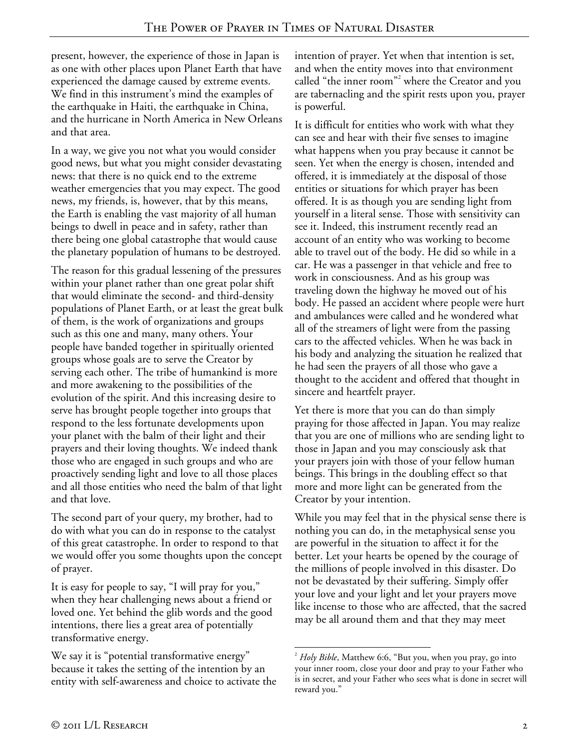present, however, the experience of those in Japan is as one with other places upon Planet Earth that have experienced the damage caused by extreme events. We find in this instrument's mind the examples of the earthquake in Haiti, the earthquake in China, and the hurricane in North America in New Orleans and that area.

In a way, we give you not what you would consider good news, but what you might consider devastating news: that there is no quick end to the extreme weather emergencies that you may expect. The good news, my friends, is, however, that by this means, the Earth is enabling the vast majority of all human beings to dwell in peace and in safety, rather than there being one global catastrophe that would cause the planetary population of humans to be destroyed.

The reason for this gradual lessening of the pressures within your planet rather than one great polar shift that would eliminate the second- and third-density populations of Planet Earth, or at least the great bulk of them, is the work of organizations and groups such as this one and many, many others. Your people have banded together in spiritually oriented groups whose goals are to serve the Creator by serving each other. The tribe of humankind is more and more awakening to the possibilities of the evolution of the spirit. And this increasing desire to serve has brought people together into groups that respond to the less fortunate developments upon your planet with the balm of their light and their prayers and their loving thoughts. We indeed thank those who are engaged in such groups and who are proactively sending light and love to all those places and all those entities who need the balm of that light and that love.

The second part of your query, my brother, had to do with what you can do in response to the catalyst of this great catastrophe. In order to respond to that we would offer you some thoughts upon the concept of prayer.

It is easy for people to say, "I will pray for you," when they hear challenging news about a friend or loved one. Yet behind the glib words and the good intentions, there lies a great area of potentially transformative energy.

We say it is "potential transformative energy" because it takes the setting of the intention by an entity with self-awareness and choice to activate the intention of prayer. Yet when that intention is set, and when the entity moves into that environment called "the inner room"[2] where the Creator and you are tabernacling and the spirit rests upon you, prayer is powerful.

It is difficult for entities who work with what they can see and hear with their five senses to imagine what happens when you pray because it cannot be seen. Yet when the energy is chosen, intended and offered, it is immediately at the disposal of those entities or situations for which prayer has been offered. It is as though you are sending light from yourself in a literal sense. Those with sensitivity can see it. Indeed, this instrument recently read an account of an entity who was working to become able to travel out of the body. He did so while in a car. He was a passenger in that vehicle and free to work in consciousness. And as his group was traveling down the highway he moved out of his body. He passed an accident where people were hurt and ambulances were called and he wondered what all of the streamers of light were from the passing cars to the affected vehicles. When he was back in his body and analyzing the situation he realized that he had seen the prayers of all those who gave a thought to the accident and offered that thought in sincere and heartfelt prayer.

Yet there is more that you can do than simply praying for those affected in Japan. You may realize that you are one of millions who are sending light to those in Japan and you may consciously ask that your prayers join with those of your fellow human beings. This brings in the doubling effect so that more and more light can be generated from the Creator by your intention.

While you may feel that in the physical sense there is nothing you can do, in the metaphysical sense you are powerful in the situation to affect it for the better. Let your hearts be opened by the courage of the millions of people involved in this disaster. Do not be devastated by their suffering. Simply offer your love and your light and let your prayers move like incense to those who are affected, that the sacred may be all around them and that they may meet

[2] *Holy Bible*, Matthew 6:6, "But you, when you pray, go into your inner room, close your door and pray to your Father who is in secret, and your Father who sees what is done in secret will reward you."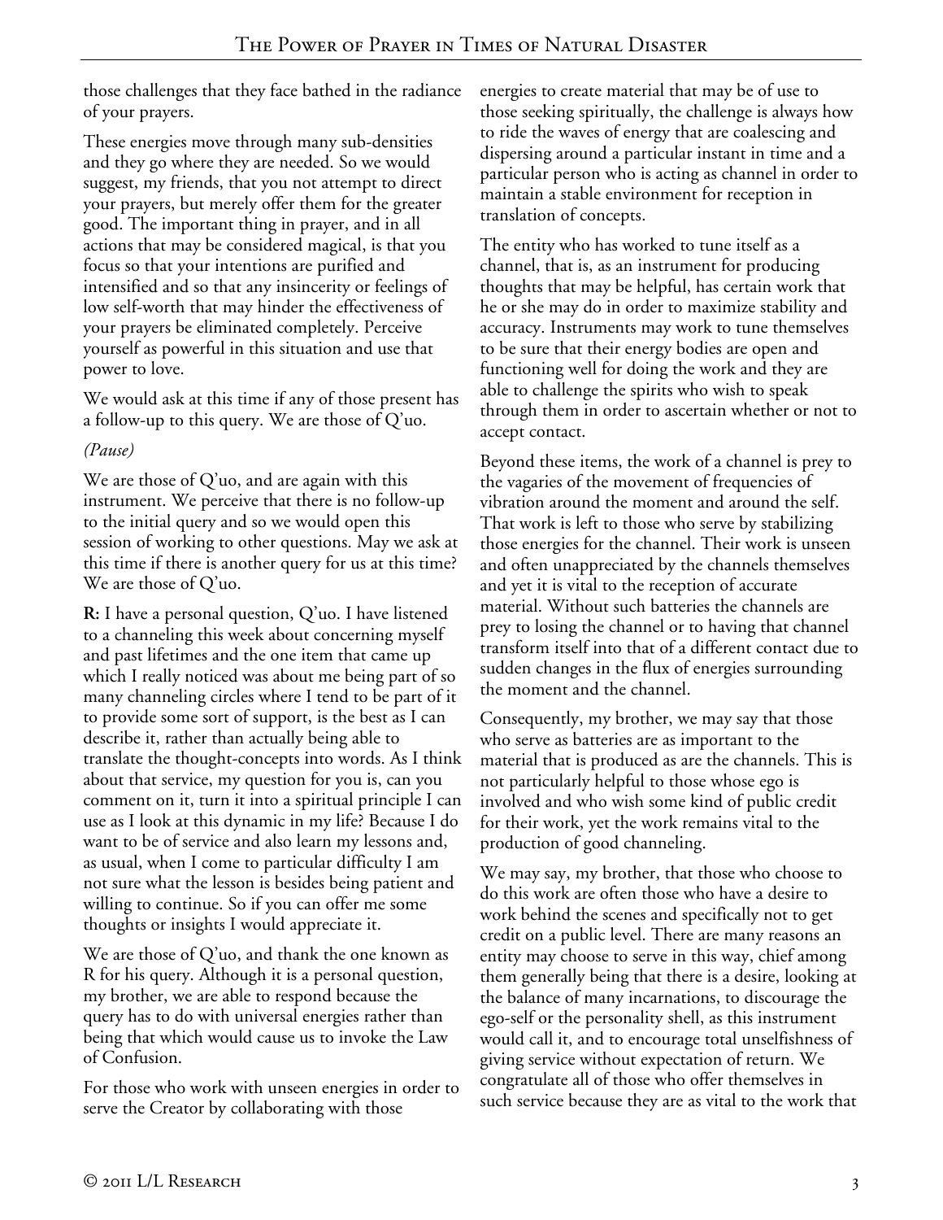those challenges that they face bathed in the radiance of your prayers.

These energies move through many sub-densities and they go where they are needed. So we would suggest, my friends, that you not attempt to direct your prayers, but merely offer them for the greater good. The important thing in prayer, and in all actions that may be considered magical, is that you focus so that your intentions are purified and intensified and so that any insincerity or feelings of low self-worth that may hinder the effectiveness of your prayers be eliminated completely. Perceive yourself as powerful in this situation and use that power to love.

We would ask at this time if any of those present has a follow-up to this query. We are those of Q'uo.

*(Pause)*

We are those of Q'uo, and are again with this instrument. We perceive that there is no follow-up to the initial query and so we would open this session of working to other questions. May we ask at this time if there is another query for us at this time? We are those of Q'uo.

**R:** I have a personal question, Q'uo. I have listened to a channeling this week about concerning myself and past lifetimes and the one item that came up which I really noticed was about me being part of so many channeling circles where I tend to be part of it to provide some sort of support, is the best as I can describe it, rather than actually being able to translate the thought-concepts into words. As I think about that service, my question for you is, can you comment on it, turn it into a spiritual principle I can use as I look at this dynamic in my life? Because I do want to be of service and also learn my lessons and, as usual, when I come to particular difficulty I am not sure what the lesson is besides being patient and willing to continue. So if you can offer me some thoughts or insights I would appreciate it.

We are those of Q'uo, and thank the one known as R for his query. Although it is a personal question, my brother, we are able to respond because the query has to do with universal energies rather than being that which would cause us to invoke the Law of Confusion.

For those who work with unseen energies in order to serve the Creator by collaborating with those energies to create material that may be of use to those seeking spiritually, the challenge is always how to ride the waves of energy that are coalescing and dispersing around a particular instant in time and a particular person who is acting as channel in order to maintain a stable environment for reception in translation of concepts.

The entity who has worked to tune itself as a channel, that is, as an instrument for producing thoughts that may be helpful, has certain work that he or she may do in order to maximize stability and accuracy. Instruments may work to tune themselves to be sure that their energy bodies are open and functioning well for doing the work and they are able to challenge the spirits who wish to speak through them in order to ascertain whether or not to accept contact.

Beyond these items, the work of a channel is prey to the vagaries of the movement of frequencies of vibration around the moment and around the self. That work is left to those who serve by stabilizing those energies for the channel. Their work is unseen and often unappreciated by the channels themselves and yet it is vital to the reception of accurate material. Without such batteries the channels are prey to losing the channel or to having that channel transform itself into that of a different contact due to sudden changes in the flux of energies surrounding the moment and the channel.

Consequently, my brother, we may say that those who serve as batteries are as important to the material that is produced as are the channels. This is not particularly helpful to those whose ego is involved and who wish some kind of public credit for their work, yet the work remains vital to the production of good channeling.

We may say, my brother, that those who choose to do this work are often those who have a desire to work behind the scenes and specifically not to get credit on a public level. There are many reasons an entity may choose to serve in this way, chief among them generally being that there is a desire, looking at the balance of many incarnations, to discourage the ego-self or the personality shell, as this instrument would call it, and to encourage total unselfishness of giving service without expectation of return. We congratulate all of those who offer themselves in such service because they are as vital to the work that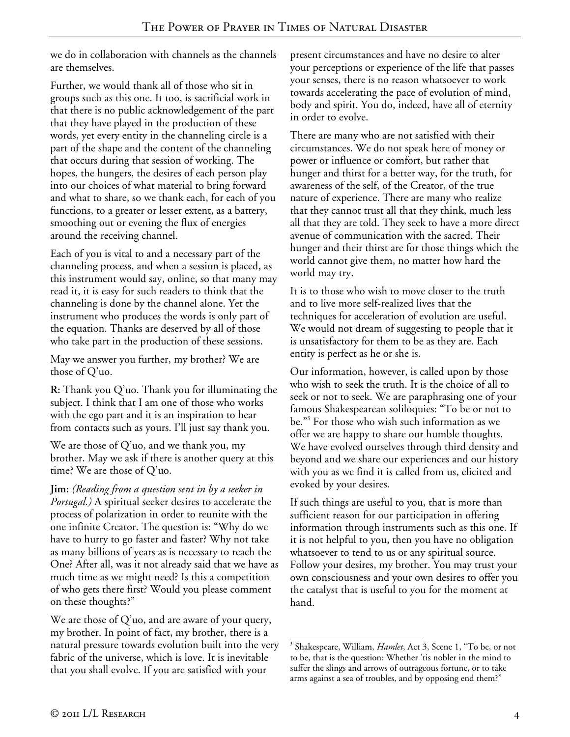we do in collaboration with channels as the channels are themselves.

Further, we would thank all of those who sit in groups such as this one. It too, is sacrificial work in that there is no public acknowledgement of the part that they have played in the production of these words, yet every entity in the channeling circle is a part of the shape and the content of the channeling that occurs during that session of working. The hopes, the hungers, the desires of each person play into our choices of what material to bring forward and what to share, so we thank each, for each of you functions, to a greater or lesser extent, as a battery, smoothing out or evening the flux of energies around the receiving channel.

Each of you is vital to and a necessary part of the channeling process, and when a session is placed, as this instrument would say, online, so that many may read it, it is easy for such readers to think that the channeling is done by the channel alone. Yet the instrument who produces the words is only part of the equation. Thanks are deserved by all of those who take part in the production of these sessions.

May we answer you further, my brother? We are those of Q'uo.

**R:** Thank you Q'uo. Thank you for illuminating the subject. I think that I am one of those who works with the ego part and it is an inspiration to hear from contacts such as yours. I'll just say thank you.

We are those of Q'uo, and we thank you, my brother. May we ask if there is another query at this time? We are those of Q'uo.

**Jim:** *(Reading from a question sent in by a seeker in Portugal.)* A spiritual seeker desires to accelerate the process of polarization in order to reunite with the one infinite Creator. The question is: "Why do we have to hurry to go faster and faster? Why not take as many billions of years as is necessary to reach the One? After all, was it not already said that we have as much time as we might need? Is this a competition of who gets there first? Would you please comment on these thoughts?"

We are those of Q'uo, and are aware of your query, my brother. In point of fact, my brother, there is a natural pressure towards evolution built into the very fabric of the universe, which is love. It is inevitable that you shall evolve. If you are satisfied with your present circumstances and have no desire to alter your perceptions or experience of the life that passes your senses, there is no reason whatsoever to work towards accelerating the pace of evolution of mind, body and spirit. You do, indeed, have all of eternity in order to evolve.

There are many who are not satisfied with their circumstances. We do not speak here of money or power or influence or comfort, but rather that hunger and thirst for a better way, for the truth, for awareness of the self, of the Creator, of the true nature of experience. There are many who realize that they cannot trust all that they think, much less all that they are told. They seek to have a more direct avenue of communication with the sacred. Their hunger and their thirst are for those things which the world cannot give them, no matter how hard the world may try.

It is to those who wish to move closer to the truth and to live more self-realized lives that the techniques for acceleration of evolution are useful. We would not dream of suggesting to people that it is unsatisfactory for them to be as they are. Each entity is perfect as he or she is.

Our information, however, is called upon by those who wish to seek the truth. It is the choice of all to seek or not to seek. We are paraphrasing one of your famous Shakespearean soliloquies: "To be or not to be."[3] For those who wish such information as we offer we are happy to share our humble thoughts. We have evolved ourselves through third density and beyond and we share our experiences and our history with you as we find it is called from us, elicited and evoked by your desires.

If such things are useful to you, that is more than sufficient reason for our participation in offering information through instruments such as this one. If it is not helpful to you, then you have no obligation whatsoever to tend to us or any spiritual source. Follow your desires, my brother. You may trust your own consciousness and your own desires to offer you the catalyst that is useful to you for the moment at hand.

---

[3] Shakespeare, William, *Hamlet*, Act 3, Scene 1, "To be, or not to be, that is the question: Whether 'tis nobler in the mind to suffer the slings and arrows of outrageous fortune, or to take arms against a sea of troubles, and by opposing end them?"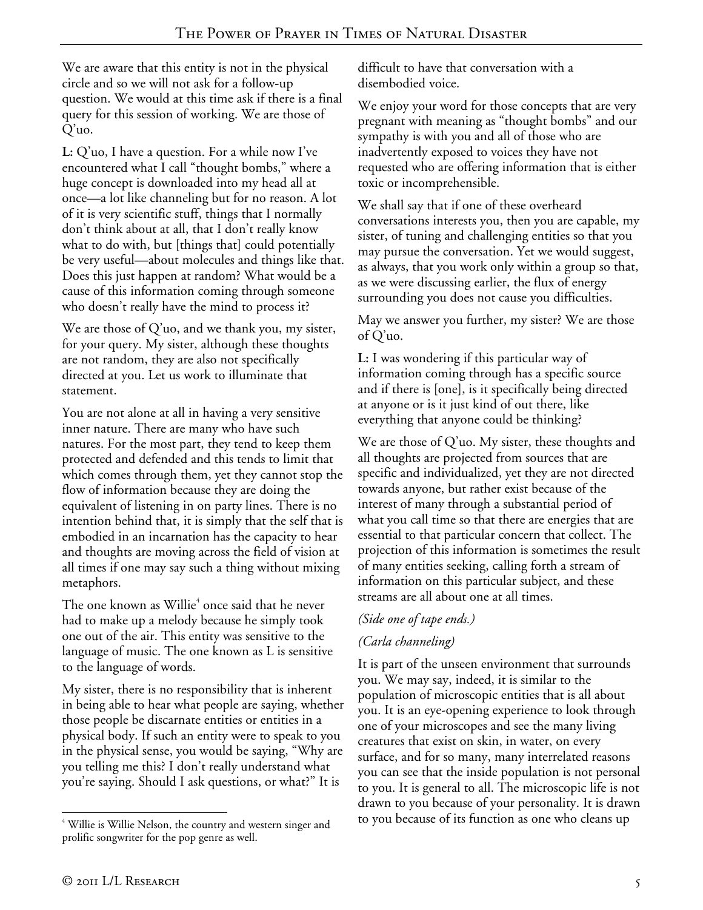We are aware that this entity is not in the physical circle and so we will not ask for a follow-up question. We would at this time ask if there is a final query for this session of working. We are those of Q'uo.

**L:** Q'uo, I have a question. For a while now I've encountered what I call "thought bombs," where a huge concept is downloaded into my head all at once—a lot like channeling but for no reason. A lot of it is very scientific stuff, things that I normally don't think about at all, that I don't really know what to do with, but [things that] could potentially be very useful—about molecules and things like that. Does this just happen at random? What would be a cause of this information coming through someone who doesn't really have the mind to process it?

We are those of Q'uo, and we thank you, my sister, for your query. My sister, although these thoughts are not random, they are also not specifically directed at you. Let us work to illuminate that statement.

You are not alone at all in having a very sensitive inner nature. There are many who have such natures. For the most part, they tend to keep them protected and defended and this tends to limit that which comes through them, yet they cannot stop the flow of information because they are doing the equivalent of listening in on party lines. There is no intention behind that, it is simply that the self that is embodied in an incarnation has the capacity to hear and thoughts are moving across the field of vision at all times if one may say such a thing without mixing metaphors.

The one known as Willie[4] once said that he never had to make up a melody because he simply took one out of the air. This entity was sensitive to the language of music. The one known as L is sensitive to the language of words.

My sister, there is no responsibility that is inherent in being able to hear what people are saying, whether those people be discarnate entities or entities in a physical body. If such an entity were to speak to you in the physical sense, you would be saying, "Why are you telling me this? I don't really understand what you're saying. Should I ask questions, or what?" It is difficult to have that conversation with a disembodied voice.

We enjoy your word for those concepts that are very pregnant with meaning as "thought bombs" and our sympathy is with you and all of those who are inadvertently exposed to voices they have not requested who are offering information that is either toxic or incomprehensible.

We shall say that if one of these overheard conversations interests you, then you are capable, my sister, of tuning and challenging entities so that you may pursue the conversation. Yet we would suggest, as always, that you work only within a group so that, as we were discussing earlier, the flux of energy surrounding you does not cause you difficulties.

May we answer you further, my sister? We are those of Q'uo.

**L:** I was wondering if this particular way of information coming through has a specific source and if there is [one], is it specifically being directed at anyone or is it just kind of out there, like everything that anyone could be thinking?

We are those of Q'uo. My sister, these thoughts and all thoughts are projected from sources that are specific and individualized, yet they are not directed towards anyone, but rather exist because of the interest of many through a substantial period of what you call time so that there are energies that are essential to that particular concern that collect. The projection of this information is sometimes the result of many entities seeking, calling forth a stream of information on this particular subject, and these streams are all about one at all times.

*(Side one of tape ends.)*

*(Carla channeling)*

It is part of the unseen environment that surrounds you. We may say, indeed, it is similar to the population of microscopic entities that is all about you. It is an eye-opening experience to look through one of your microscopes and see the many living creatures that exist on skin, in water, on every surface, and for so many, many interrelated reasons you can see that the inside population is not personal to you. It is general to all. The microscopic life is not drawn to you because of your personality. It is drawn to you because of its function as one who cleans up

[4] Willie is Willie Nelson, the country and western singer and prolific songwriter for the pop genre as well.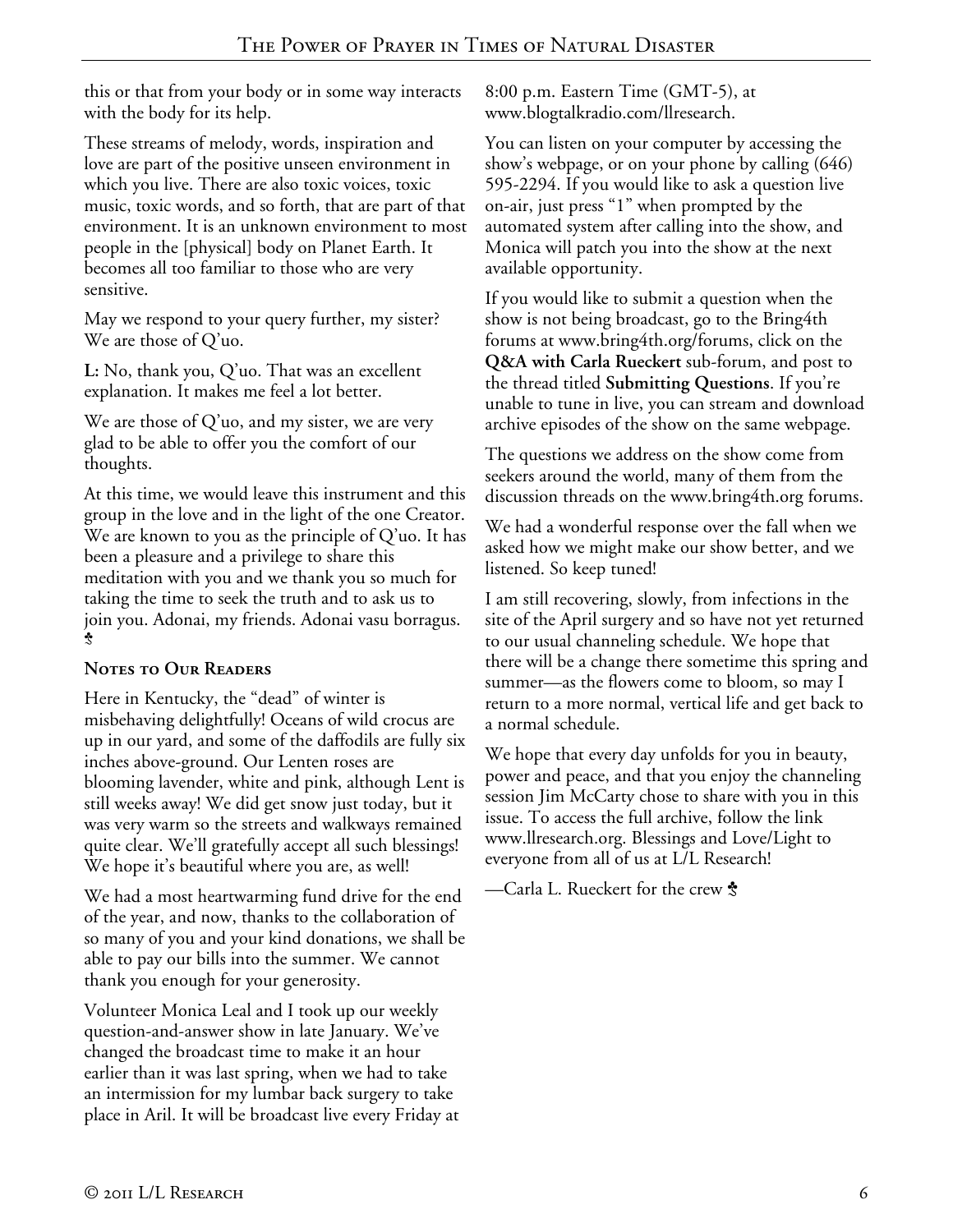this or that from your body or in some way interacts with the body for its help.

These streams of melody, words, inspiration and love are part of the positive unseen environment in which you live. There are also toxic voices, toxic music, toxic words, and so forth, that are part of that environment. It is an unknown environment to most people in the [physical] body on Planet Earth. It becomes all too familiar to those who are very sensitive.

May we respond to your query further, my sister? We are those of Q'uo.

**L:** No, thank you, Q'uo. That was an excellent explanation. It makes me feel a lot better.

We are those of Q'uo, and my sister, we are very glad to be able to offer you the comfort of our thoughts.

At this time, we would leave this instrument and this group in the love and in the light of the one Creator. We are known to you as the principle of Q'uo. It has been a pleasure and a privilege to share this meditation with you and we thank you so much for taking the time to seek the truth and to ask us to join you. Adonai, my friends. Adonai vasu borragus. ♣

### Notes to Our Readers

Here in Kentucky, the "dead" of winter is misbehaving delightfully! Oceans of wild crocus are up in our yard, and some of the daffodils are fully six inches above-ground. Our Lenten roses are blooming lavender, white and pink, although Lent is still weeks away! We did get snow just today, but it was very warm so the streets and walkways remained quite clear. We'll gratefully accept all such blessings! We hope it's beautiful where you are, as well!

We had a most heartwarming fund drive for the end of the year, and now, thanks to the collaboration of so many of you and your kind donations, we shall be able to pay our bills into the summer. We cannot thank you enough for your generosity.

Volunteer Monica Leal and I took up our weekly question-and-answer show in late January. We've changed the broadcast time to make it an hour earlier than it was last spring, when we had to take an intermission for my lumbar back surgery to take place in Aril. It will be broadcast live every Friday at 8:00 p.m. Eastern Time (GMT-5), at www.blogtalkradio.com/llresearch.

You can listen on your computer by accessing the show's webpage, or on your phone by calling (646) 595-2294. If you would like to ask a question live on-air, just press "1" when prompted by the automated system after calling into the show, and Monica will patch you into the show at the next available opportunity.

If you would like to submit a question when the show is not being broadcast, go to the Bring4th forums at www.bring4th.org/forums, click on the **Q&A with Carla Rueckert** sub-forum, and post to the thread titled **Submitting Questions**. If you're unable to tune in live, you can stream and download archive episodes of the show on the same webpage.

The questions we address on the show come from seekers around the world, many of them from the discussion threads on the www.bring4th.org forums.

We had a wonderful response over the fall when we asked how we might make our show better, and we listened. So keep tuned!

I am still recovering, slowly, from infections in the site of the April surgery and so have not yet returned to our usual channeling schedule. We hope that there will be a change there sometime this spring and summer—as the flowers come to bloom, so may I return to a more normal, vertical life and get back to a normal schedule.

We hope that every day unfolds for you in beauty, power and peace, and that you enjoy the channeling session Jim McCarty chose to share with you in this issue. To access the full archive, follow the link www.llresearch.org. Blessings and Love/Light to everyone from all of us at L/L Research!

—Carla L. Rueckert for the crew ♣